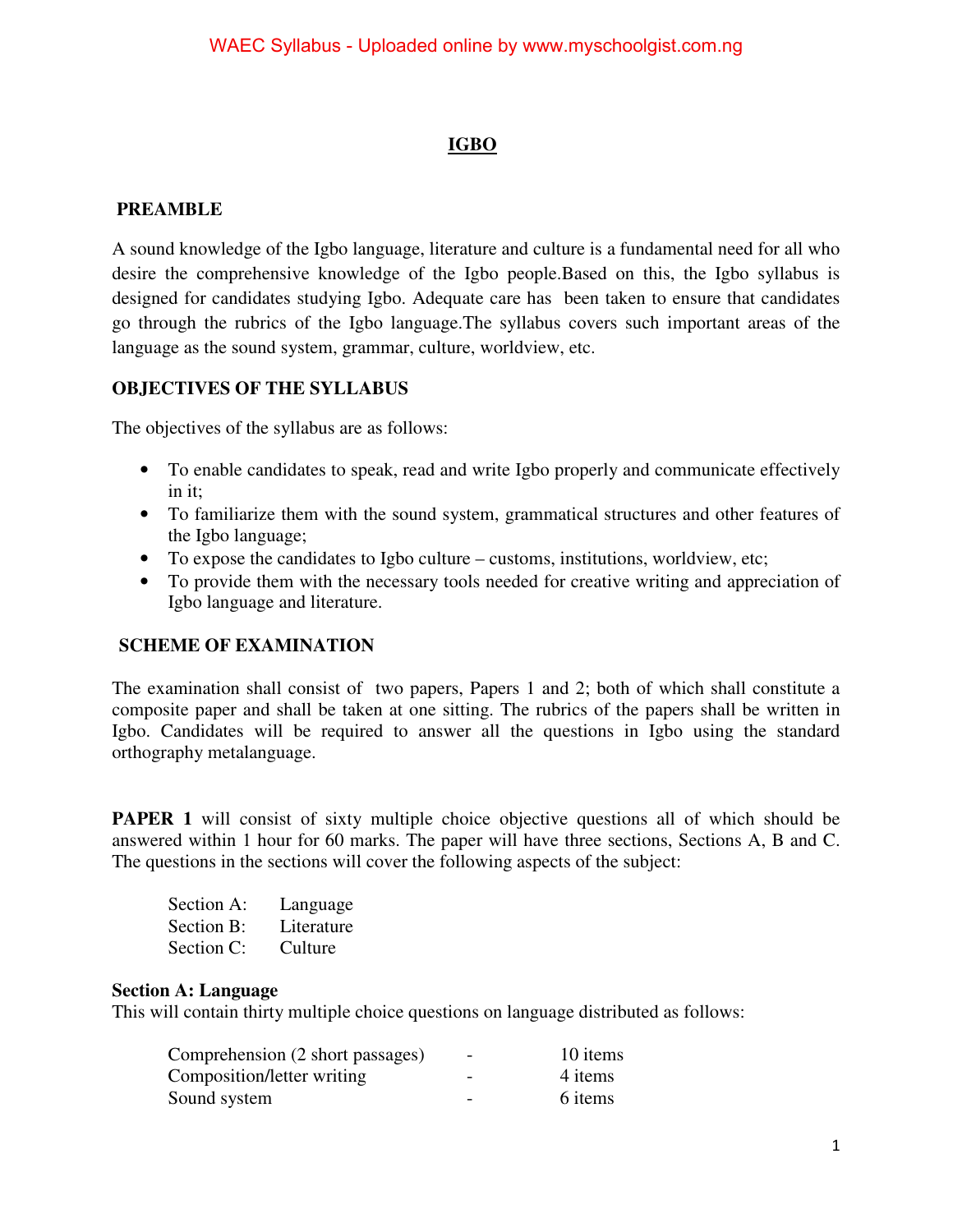# IGBO

## PREAMBLE

A sound knowledge of the Igbo language, literature and culture is a fundamental need for all who desire the comprehensive knowledge of the Igbo people.Based on this, the Igbo syllabus is designed for candidates studying Igbo. Adequate care has been taken to ensure that candidates go through the rubrics of the Igbo language.The syllabus covers such important areas of the language as the sound system, grammar, culture, worldview, etc.

## OBJECTIVES OF THE SYLLABUS

The objectives of the syllabus are as follows:

- To enable candidates to speak, read and write Igbo properly and communicate effectively in it;
- To familiarize them with the sound system, grammatical structures and other features of the Igbo language;
- To expose the candidates to Igbo culture – customs, institutions, worldview, etc;
- To provide them with the necessary tools needed for creative writing and appreciation of Igbo language and literature.

## SCHEME OF EXAMINATION

The examination shall consist of two papers, Papers 1 and 2; both of which shall constitute a composite paper and shall be taken at one sitting. The rubrics of the papers shall be written in Igbo. Candidates will be required to answer all the questions in Igbo using the standard orthography metalanguage.

**PAPER 1** will consist of sixty multiple choice objective questions all of which should be answered within 1 hour for 60 marks. The paper will have three sections, Sections A, B and C. The questions in the sections will cover the following aspects of the subject:

| | |
|---|---|
| Section A: | Language |
| Section B: | Literature |
| Section C: | Culture |

**Section A: Language**
This will contain thirty multiple choice questions on language distributed as follows:

| | | |
|---|---|---|
| Comprehension (2 short passages) | - | 10 items |
| Composition/letter writing | - | 4 items |
| Sound system | - | 6 items |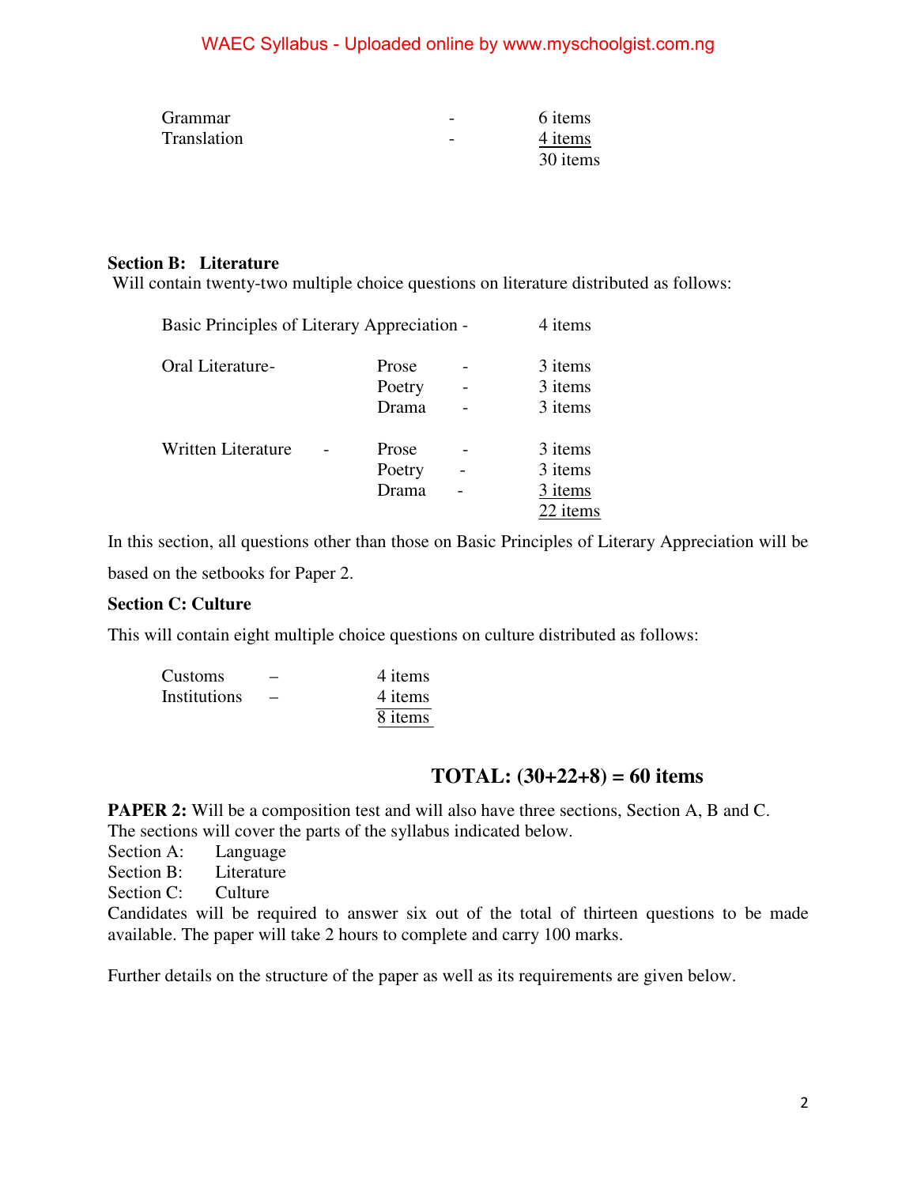| | | |
|---|---|---|
| Grammar | - | 6 items |
| Translation | - | 4 items |
| | | 30 items |

**Section B: Literature**

Will contain twenty-two multiple choice questions on literature distributed as follows:

| | | | |
|---|---|---|---|
| Basic Principles of Literary Appreciation - | | | 4 items |
| Oral Literature- | Prose | - | 3 items |
| | Poetry | - | 3 items |
| | Drama | - | 3 items |
| Written Literature - | Prose | - | 3 items |
| | Poetry | - | 3 items |
| | Drama | - | 3 items |
| | | | 22 items |

In this section, all questions other than those on Basic Principles of Literary Appreciation will be based on the setbooks for Paper 2.

**Section C: Culture**

This will contain eight multiple choice questions on culture distributed as follows:

| | | |
|---|---|---|
| Customs | – | 4 items |
| Institutions | – | 4 items |
| | | 8 items |

**TOTAL: (30+22+8) = 60 items**

**PAPER 2:** Will be a composition test and will also have three sections, Section A, B and C. The sections will cover the parts of the syllabus indicated below.

Section A: Language
Section B: Literature
Section C: Culture

Candidates will be required to answer six out of the total of thirteen questions to be made available. The paper will take 2 hours to complete and carry 100 marks.

Further details on the structure of the paper as well as its requirements are given below.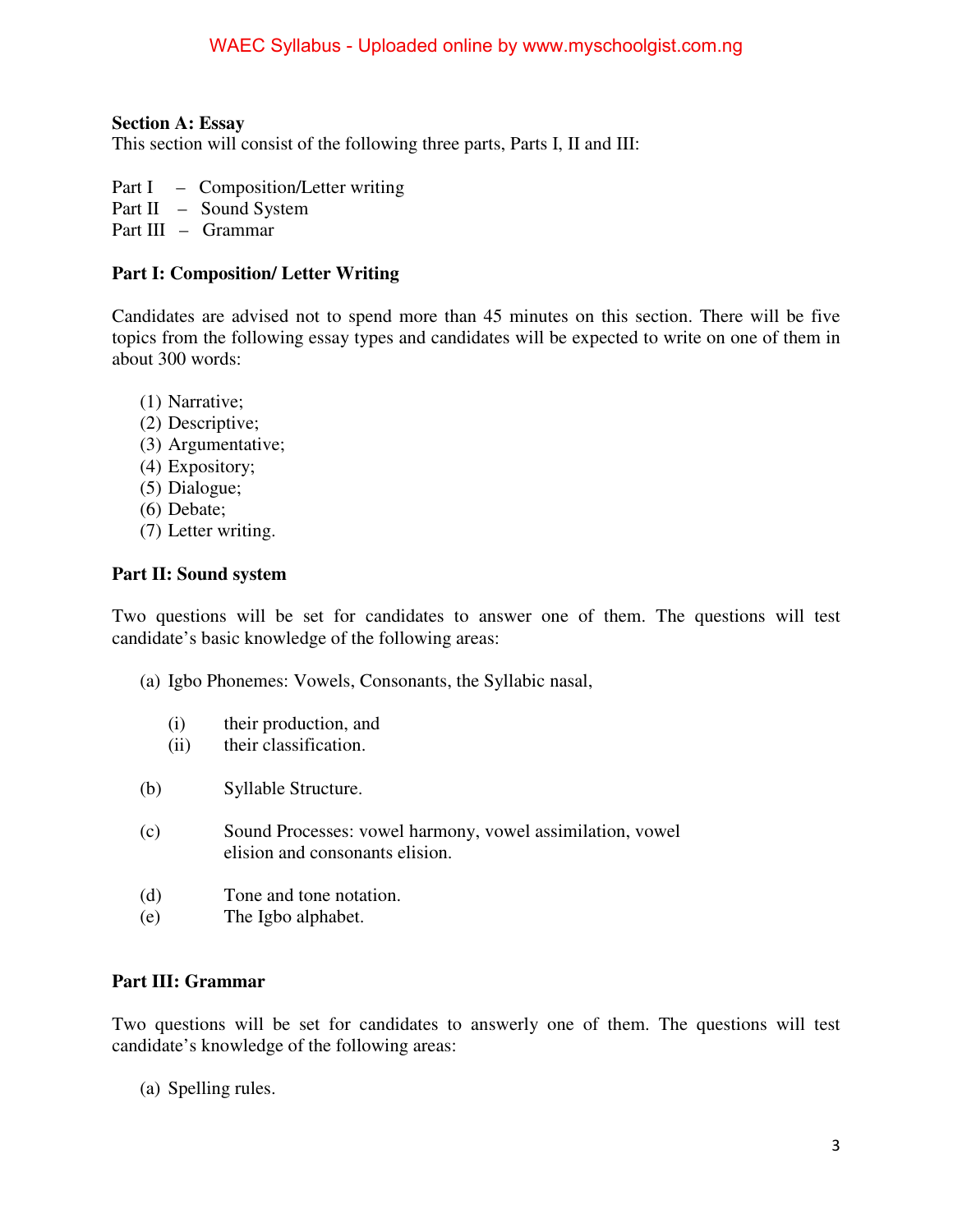**Section A: Essay**

This section will consist of the following three parts, Parts I, II and III:

Part I – Composition/Letter writing
Part II – Sound System
Part III – Grammar

**Part I: Composition/ Letter Writing**

Candidates are advised not to spend more than 45 minutes on this section. There will be five topics from the following essay types and candidates will be expected to write on one of them in about 300 words:

(1) Narrative;
(2) Descriptive;
(3) Argumentative;
(4) Expository;
(5) Dialogue;
(6) Debate;
(7) Letter writing.

**Part II: Sound system**

Two questions will be set for candidates to answer one of them. The questions will test candidate's basic knowledge of the following areas:

(a) Igbo Phonemes: Vowels, Consonants, the Syllabic nasal,

   (i) their production, and
   (ii) their classification.

(b) Syllable Structure.

(c) Sound Processes: vowel harmony, vowel assimilation, vowel elision and consonants elision.

(d) Tone and tone notation.
(e) The Igbo alphabet.

**Part III: Grammar**

Two questions will be set for candidates to answerly one of them. The questions will test candidate's knowledge of the following areas:

(a) Spelling rules.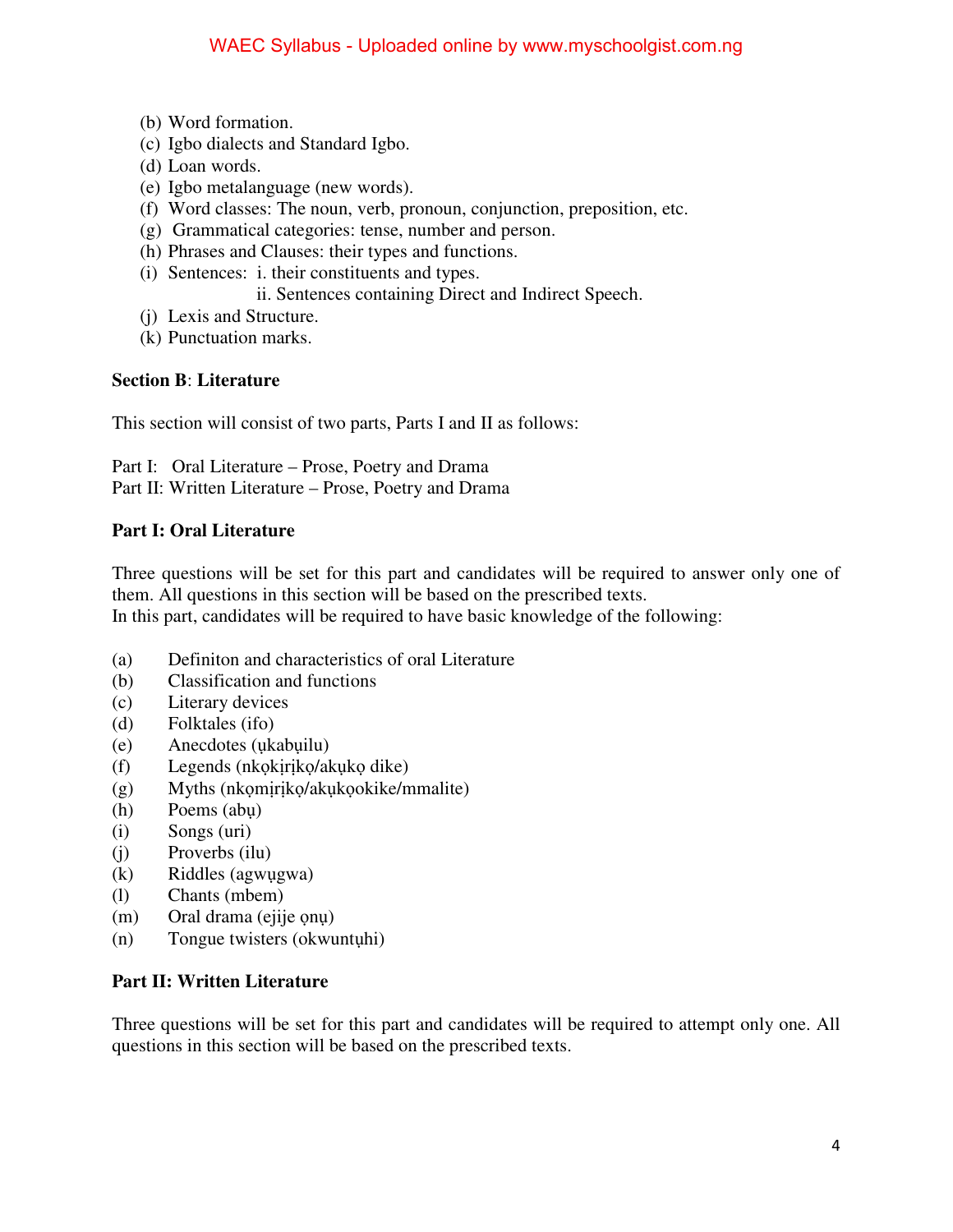(b) Word formation.
(c) Igbo dialects and Standard Igbo.
(d) Loan words.
(e) Igbo metalanguage (new words).
(f) Word classes: The noun, verb, pronoun, conjunction, preposition, etc.
(g) Grammatical categories: tense, number and person.
(h) Phrases and Clauses: their types and functions.
(i) Sentences: i. their constituents and types.
    ii. Sentences containing Direct and Indirect Speech.
(j) Lexis and Structure.
(k) Punctuation marks.

**Section B**: **Literature**

This section will consist of two parts, Parts I and II as follows:

Part I: Oral Literature – Prose, Poetry and Drama
Part II: Written Literature – Prose, Poetry and Drama

**Part I: Oral Literature**

Three questions will be set for this part and candidates will be required to answer only one of them. All questions in this section will be based on the prescribed texts.
In this part, candidates will be required to have basic knowledge of the following:

(a) Definiton and characteristics of oral Literature
(b) Classification and functions
(c) Literary devices
(d) Folktales (ifo)
(e) Anecdotes (ụkabụilu)
(f) Legends (nkọkịrịkọ/akụkọ dike)
(g) Myths (nkọmịrịkọ/akụkọokike/mmalite)
(h) Poems (abụ)
(i) Songs (uri)
(j) Proverbs (ilu)
(k) Riddles (agwụgwa)
(l) Chants (mbem)
(m) Oral drama (ejije ọnụ)
(n) Tongue twisters (okwuntụhi)

**Part II: Written Literature**

Three questions will be set for this part and candidates will be required to attempt only one. All questions in this section will be based on the prescribed texts.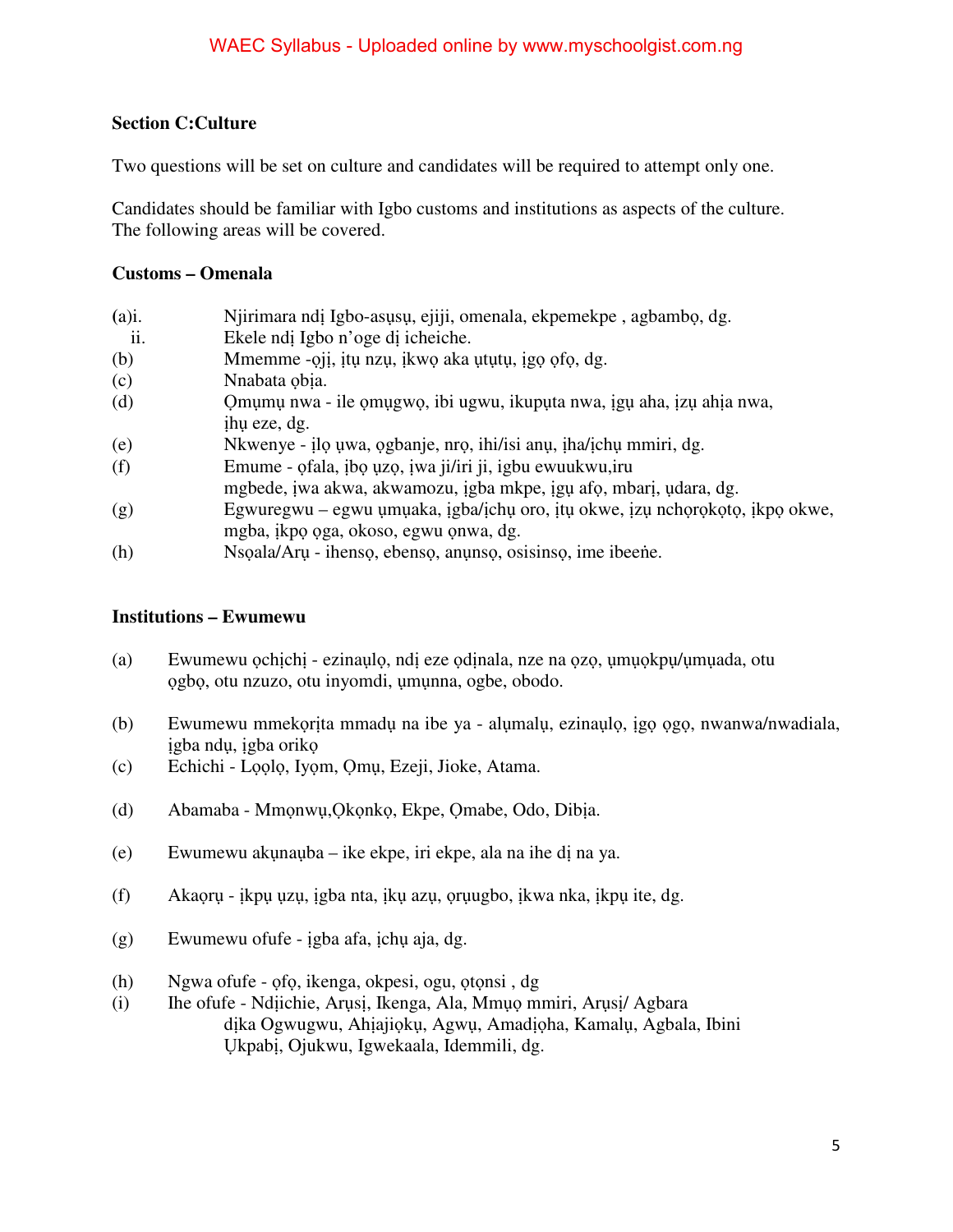### Section C:Culture

Two questions will be set on culture and candidates will be required to attempt only one.

Candidates should be familiar with Igbo customs and institutions as aspects of the culture. The following areas will be covered.

### Customs – Omenala

- (a)i. Njirimara ndị Igbo-asụsụ, ejiji, omenala, ekpemekpe , agbambọ, dg.
  - ii. Ekele ndị Igbo n'oge dị icheiche.
- (b) Mmemme -ọjị, ịtụ nzụ, ịkwọ aka ụtụtụ, ịgọ ọfọ, dg.
- (c) Nnabata ọbịa.
- (d) Ọmụmụ nwa - ile ọmụgwọ, ibi ugwu, ikupụta nwa, ịgụ aha, ịzụ ahịa nwa, ịhụ eze, dg.
- (e) Nkwenye - ịlọ ụwa, ọgbanje, nrọ, ihi/isi anụ, ịha/ịchụ mmiri, dg.
- (f) Emume - ọfala, ịbọ ụzọ, ịwa ji/iri ji, igbu ewuukwu,iru mgbede, ịwa akwa, akwamozu, ịgba mkpe, ịgụ afọ, mbarị, ụdara, dg.
- (g) Egwuregwu – egwu ụmụaka, ịgba/ịchụ oro, ịtụ okwe, ịzụ nchọrọkọtọ, ịkpọ okwe, mgba, ịkpọ ọga, okoso, egwu ọnwa, dg.
- (h) Nsọala/Arụ - ihensọ, ebensọ, anụnsọ, osisinsọ, ime ibeeṅe.

### Institutions – Ewumewu

- (a) Ewumewu ọchịchị - ezinaụlọ, ndị eze ọdịnala, nze na ọzọ, ụmụọkpụ/ụmụada, otu ọgbọ, otu nzuzo, otu inyomdi, ụmụnna, ogbe, obodo.
- (b) Ewumewu mmekọrịta mmadụ na ibe ya - alụmalụ, ezinaụlọ, ịgọ ọgọ, nwanwa/nwadiala, ịgba ndụ, ịgba orikọ
- (c) Echichi - Lọọlọ, Iyọm, Ọmụ, Ezeji, Jioke, Atama.
- (d) Abamaba - Mmọnwụ,Ọkọnkọ, Ekpe, Ọmabe, Odo, Dibịa.
- (e) Ewumewu akụnaụba – ike ekpe, iri ekpe, ala na ihe dị na ya.
- (f) Akaọrụ - ịkpụ ụzụ, ịgba nta, ịkụ azụ, ọrụugbo, ịkwa nka, ịkpụ ite, dg.
- (g) Ewumewu ofufe - ịgba afa, ịchụ aja, dg.
- (h) Ngwa ofufe - ọfọ, ikenga, okpesi, ogu, ọtọnsi , dg
- (i) Ihe ofufe - Ndịichie, Arụsị, Ikenga, Ala, Mmụọ mmiri, Arụsị/ Agbara dịka Ogwugwu, Ahịajiọkụ, Agwụ, Amadịọha, Kamalụ, Agbala, Ibini Ụkpabị, Ojukwu, Igwekaala, Idemmili, dg.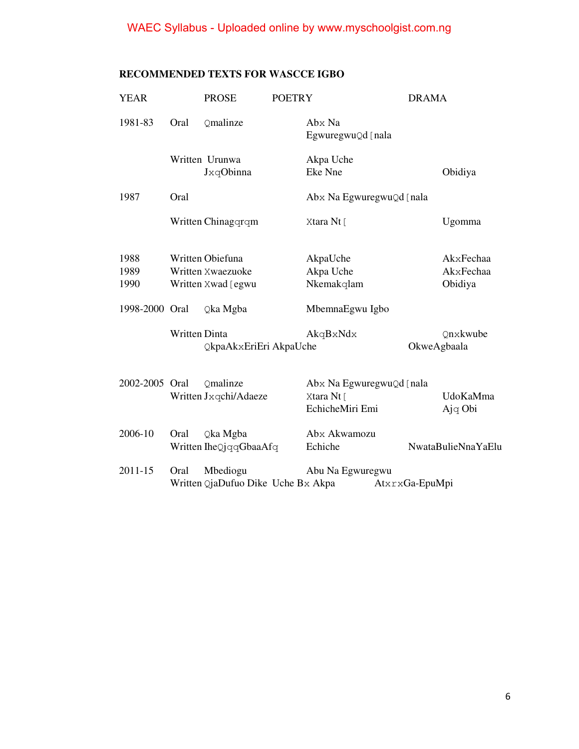WAEC Syllabus - Uploaded online by www.myschoolgist.com.ng

**RECOMMENDED TEXTS FOR WASCCE IGBO**

| YEAR | | PROSE | POETRY | DRAMA |
|---|---|---|---|---|
| 1981-83 | Oral | Qmalinze | Abx Na EgwuregwuQd [nala | |
| | Written | Urunwa JxqObinna | Akpa Uche Eke Nne | Obidiya |
| 1987 | Oral | | Abx Na EgwuregwuQd [nala | |
| | Written | Chinagqrqm | Xtara Nt [ | Ugomma |
| 1988 | Written | Obiefuna | AkpaUche | AkxFechaa |
| 1989 | Written | Xwaezuoke | Akpa Uche | AkxFechaa |
| 1990 | Written | Xwad [egwu | Nkemakqlam | Obidiya |
| 1998-2000 | Oral | Qka Mgba | MbemnaEgwu Igbo | |
| | Written | Dinta QkpaAkxEriEri | AkqBxNdx AkpaUche | Qnxkwube OkweAgbaala |
| 2002-2005 | Oral | Qmalinze | Abx Na EgwuregwuQd [nala | |
| | Written | Jxqchi/Adaeze | Xtara Nt [ EchicheMiri Emi | UdoKaMma Ajq Obi |
| 2006-10 | Oral | Qka Mgba | Abx Akwamozu | |
| | Written | IheQjqqGbaaAfq | Echiche | NwataBulieNnaYaElu |
| 2011-15 | Oral | Mbediogu | Abu Na Egwuregwu | |
| | Written | QjaDufuo Dike | Uche Bx Akpa | AtxrxGa-EpuMpi |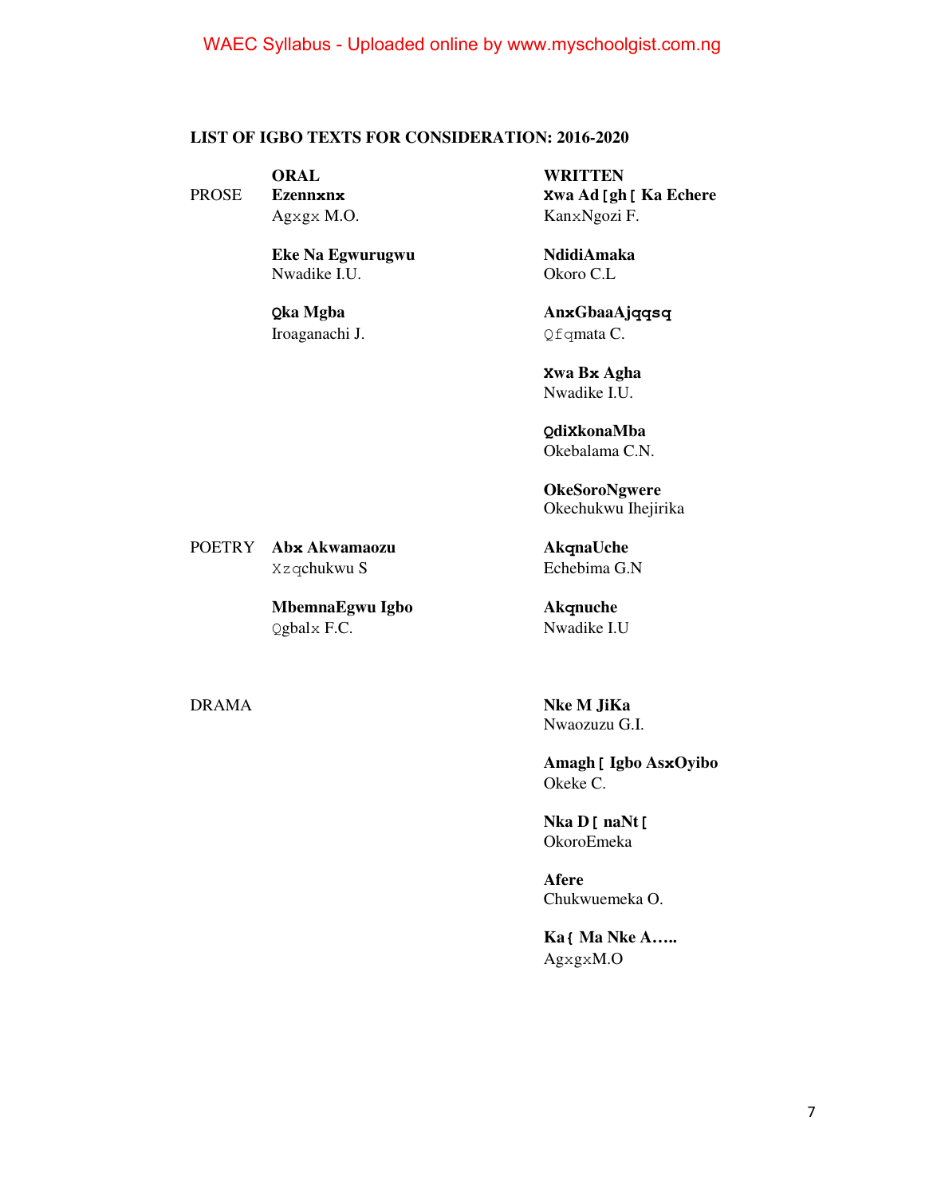## LIST OF IGBO TEXTS FOR CONSIDERATION: 2016-2020

| | ORAL | WRITTEN |
|---|---|---|
| PROSE | **Ezennxnx**<br>Agxgx M.O. | **Xwa Ad[gh[ Ka Echere**<br>KanxNgozi F. |
| | **Eke Na Egwurugwu**<br>Nwadike I.U. | **NdidiAmaka**<br>Okoro C.L |
| | **Qka Mgba**<br>Iroaganachi J. | **AnxGbaaAjqqsq**<br>Qfqmata C. |
| | | **Xwa Bx Agha**<br>Nwadike I.U. |
| | | **QdiXkonaMba**<br>Okebalama C.N. |
| | | **OkeSoroNgwere**<br>Okechukwu Ihejirika |
| POETRY | **Abx Akwamaozu**<br>Xzqchukwu S | **AkqnaUche**<br>Echebima G.N |
| | **MbemnaEgwu Igbo**<br>Qgbalx F.C. | **Akqnuche**<br>Nwadike I.U |
| DRAMA | | **Nke M JiKa**<br>Nwaozuzu G.I. |
| | | **Amagh[ Igbo AsxOyibo**<br>Okeke C. |
| | | **Nka D[ naNt[**<br>OkoroEmeka |
| | | **Afere**<br>Chukwuemeka O. |
| | | **Ka{ Ma Nke A…..**<br>AgxgxM.O |